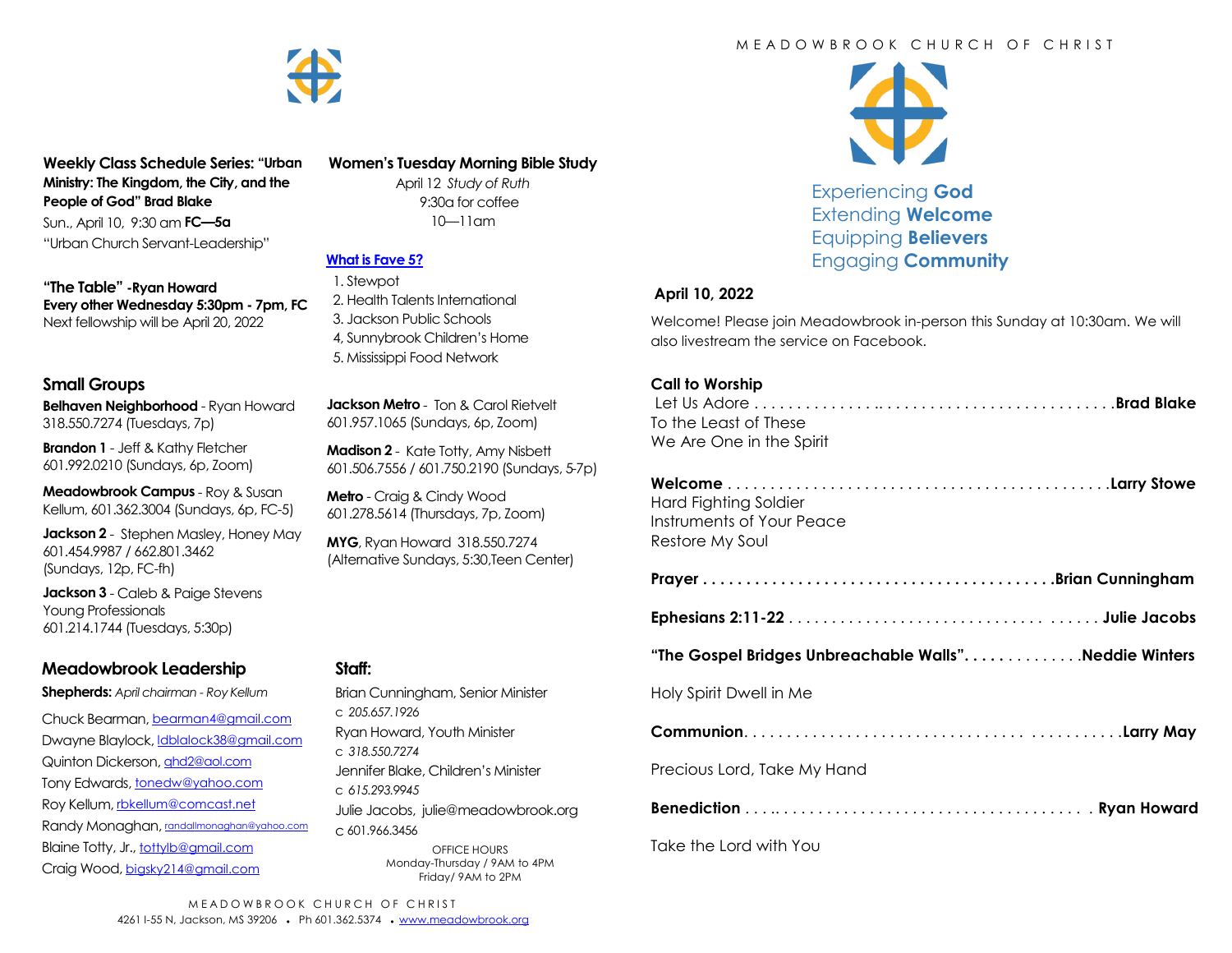**Weekly Class Schedule Series: "Urban Ministry: The Kingdom, the City, and the People of God" Brad Blake**

Sun., April 10, 9:30 am **FC—5a**

"Urban Church Servant-Leadership"

**"The Table" -Ryan Howard**

**Every other Wednesday 5:30pm - 7pm, FC**

Next fellowship will be April 20, 2022

**Women's Tuesday Morning Bible Study**

April 12 *Study of Ruth*

9:30a for coffee

10—11am

**What is Fave 5?**

1. Stewpot
2. Health Talents International
3. Jackson Public Schools
4. Sunnybrook Children's Home
5. Mississippi Food Network

## Small Groups

**Belhaven Neighborhood** - Ryan Howard 318.550.7274 (Tuesdays, 7p)

**Brandon 1** - Jeff & Kathy Fletcher 601.992.0210 (Sundays, 6p, Zoom)

**Meadowbrook Campus** - Roy & Susan Kellum, 601.362.3004 (Sundays, 6p, FC-5)

**Jackson 2** - Stephen Masley, Honey May 601.454.9987 / 662.801.3462 (Sundays, 12p, FC-fh)

**Jackson 3** - Caleb & Paige Stevens Young Professionals 601.214.1744 (Tuesdays, 5:30p)

**Jackson Metro** - Ton & Carol Rietvelt 601.957.1065 (Sundays, 6p, Zoom)

**Madison 2** - Kate Totty, Amy Nisbett 601.506.7556 / 601.750.2190 (Sundays, 5-7p)

**Metro** - Craig & Cindy Wood 601.278.5614 (Thursdays, 7p, Zoom)

**MYG**, Ryan Howard 318.550.7274 (Alternative Sundays, 5:30,Teen Center)

## Meadowbrook Leadership

**Shepherds:** *April chairman - Roy Kellum*

Chuck Bearman, bearman4@gmail.com
Dwayne Blaylock, ldblalock38@gmail.com
Quinton Dickerson, qhd2@aol.com
Tony Edwards, tonedw@yahoo.com
Roy Kellum, rbkellum@comcast.net
Randy Monaghan, randallmonaghan@yahoo.com
Blaine Totty, Jr., tottylb@gmail.com
Craig Wood, bigsky214@gmail.com

## Staff:

Brian Cunningham, Senior Minister
c *205.657.1926*
Ryan Howard, Youth Minister
c *318.550.7274*
Jennifer Blake, Children's Minister
c *615.293.9945*
Julie Jacobs, julie@meadowbrook.org
c 601.966.3456

OFFICE HOURS
Monday-Thursday / 9AM to 4PM
Friday/ 9AM to 2PM

MEADOWBROOK CHURCH OF CHRIST
4261 I-55 N, Jackson, MS 39206 • Ph 601.362.5374 • www.meadowbrook.org

MEADOWBROOK CHURCH OF CHRIST

Experiencing **God**
Extending **Welcome**
Equipping **Believers**
Engaging **Community**

**April 10, 2022**

Welcome! Please join Meadowbrook in-person this Sunday at 10:30am. We will also livestream the service on Facebook.

**Call to Worship**
Let Us Adore . . . . . . . . . . . . . . . . . . . . . . . . . . . . . . . . . . . . . . . . . . **Brad Blake**
To the Least of These
We Are One in the Spirit

**Welcome** . . . . . . . . . . . . . . . . . . . . . . . . . . . . . . . . . . . . . . . . . . . **Larry Stowe**
Hard Fighting Soldier
Instruments of Your Peace
Restore My Soul

**Prayer** . . . . . . . . . . . . . . . . . . . . . . . . . . . . . . . . . . . . . . . . **Brian Cunningham**

**Ephesians 2:11-22** . . . . . . . . . . . . . . . . . . . . . . . . . . . . . . . . . . . . . . . **Julie Jacobs**

**"The Gospel Bridges Unbreachable Walls"**. . . . . . . . . . . . . . **Neddie Winters**

Holy Spirit Dwell in Me

**Communion**. . . . . . . . . . . . . . . . . . . . . . . . . . . . . . . . . . . . . . . . . . . . **Larry May**

Precious Lord, Take My Hand

**Benediction** . . . . . . . . . . . . . . . . . . . . . . . . . . . . . . . . . . . . . . . . . **Ryan Howard**

Take the Lord with You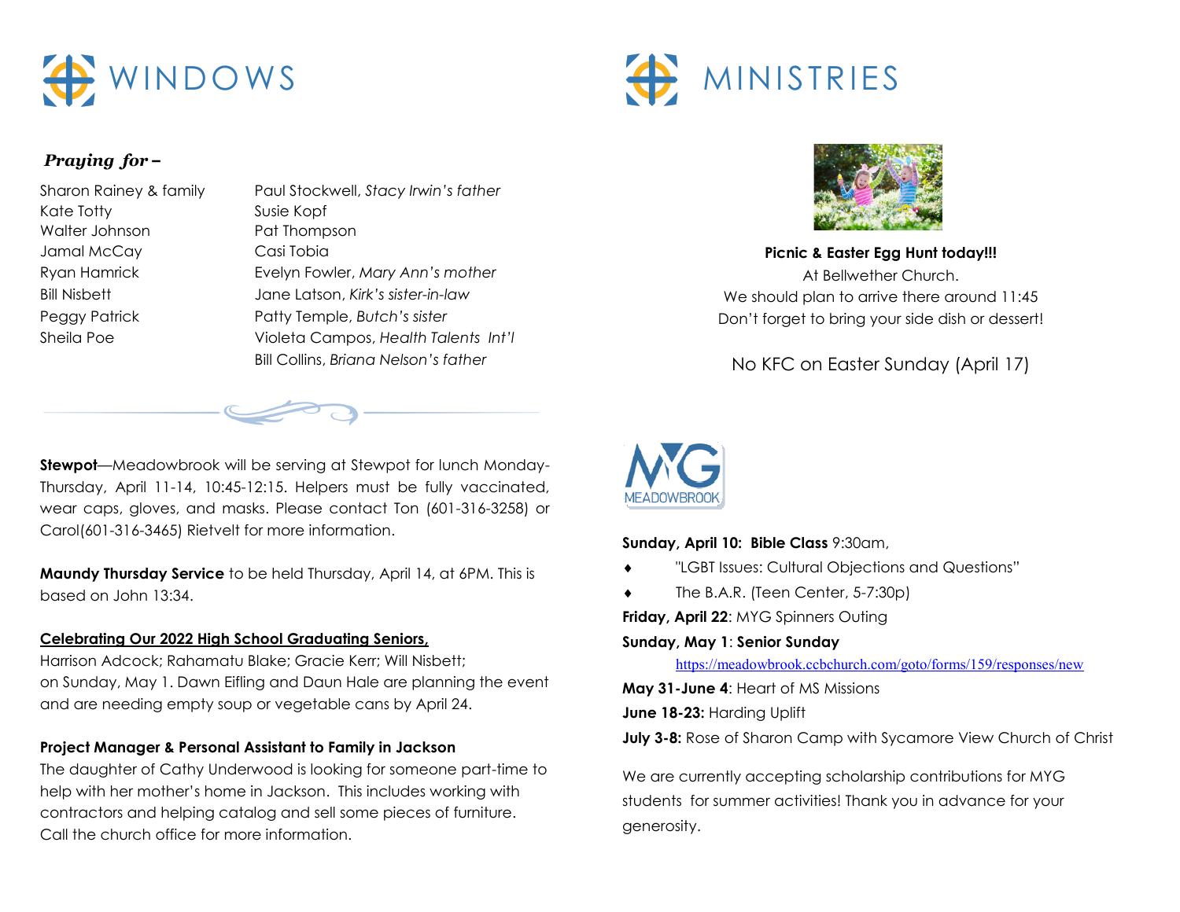# WINDOWS

***Praying for –***

Sharon Rainey & family
Kate Totty
Walter Johnson
Jamal McCay
Ryan Hamrick
Bill Nisbett
Peggy Patrick
Sheila Poe

Paul Stockwell, *Stacy Irwin's father*
Susie Kopf
Pat Thompson
Casi Tobia
Evelyn Fowler, *Mary Ann's mother*
Jane Latson, *Kirk's sister-in-law*
Patty Temple, *Butch's sister*
Violeta Campos, *Health Talents Int'l*
Bill Collins, *Briana Nelson's father*

**Stewpot**—Meadowbrook will be serving at Stewpot for lunch Monday-Thursday, April 11-14, 10:45-12:15. Helpers must be fully vaccinated, wear caps, gloves, and masks. Please contact Ton (601-316-3258) or Carol(601-316-3465) Rietvelt for more information.

**Maundy Thursday Service** to be held Thursday, April 14, at 6PM. This is based on John 13:34.

**Celebrating Our 2022 High School Graduating Seniors,**
Harrison Adcock; Rahamatu Blake; Gracie Kerr; Will Nisbett;
on Sunday, May 1. Dawn Eifling and Daun Hale are planning the event and are needing empty soup or vegetable cans by April 24.

**Project Manager & Personal Assistant to Family in Jackson**
The daughter of Cathy Underwood is looking for someone part-time to help with her mother's home in Jackson. This includes working with contractors and helping catalog and sell some pieces of furniture. Call the church office for more information.

# MINISTRIES

**Picnic & Easter Egg Hunt today!!!**
At Bellwether Church.
We should plan to arrive there around 11:45
Don't forget to bring your side dish or dessert!

No KFC on Easter Sunday (April 17)

MYG MEADOWBROOK

**Sunday, April 10: Bible Class** 9:30am,

- "LGBT Issues: Cultural Objections and Questions"
- The B.A.R. (Teen Center, 5-7:30p)

**Friday, April 22**: MYG Spinners Outing
**Sunday, May 1**: **Senior Sunday**
https://meadowbrook.ccbchurch.com/goto/forms/159/responses/new
**May 31-June 4**: Heart of MS Missions
**June 18-23:** Harding Uplift
**July 3-8:** Rose of Sharon Camp with Sycamore View Church of Christ

We are currently accepting scholarship contributions for MYG students for summer activities! Thank you in advance for your generosity.